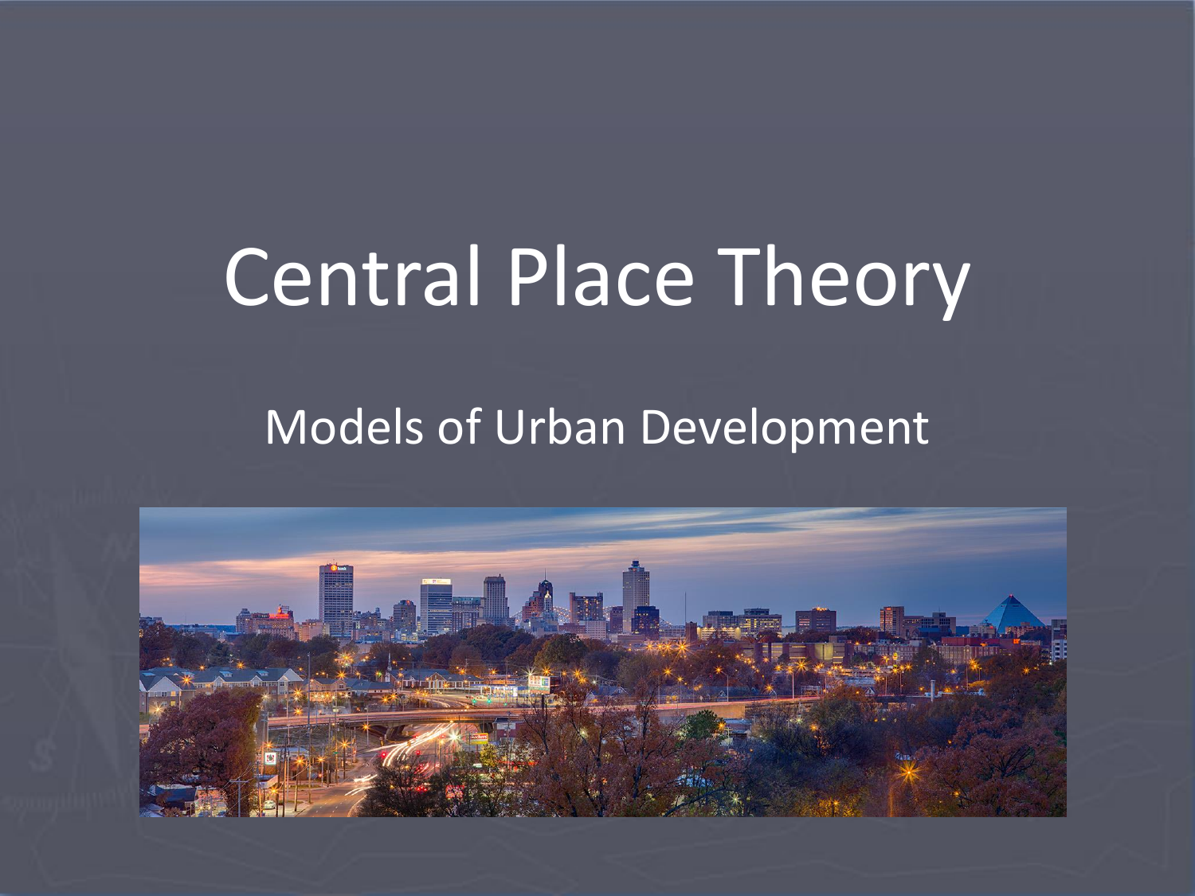# Central Place Theory

## Models of Urban Development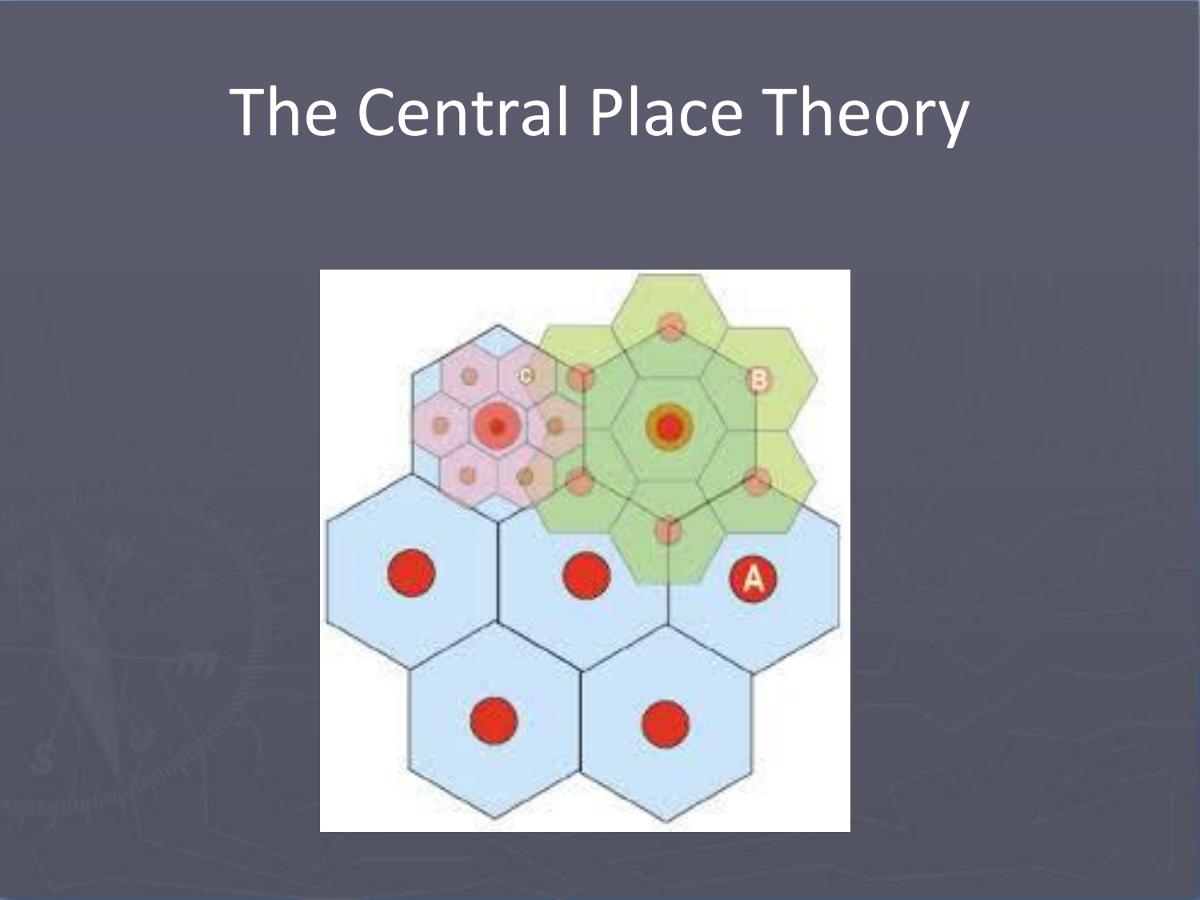# The Central Place Theory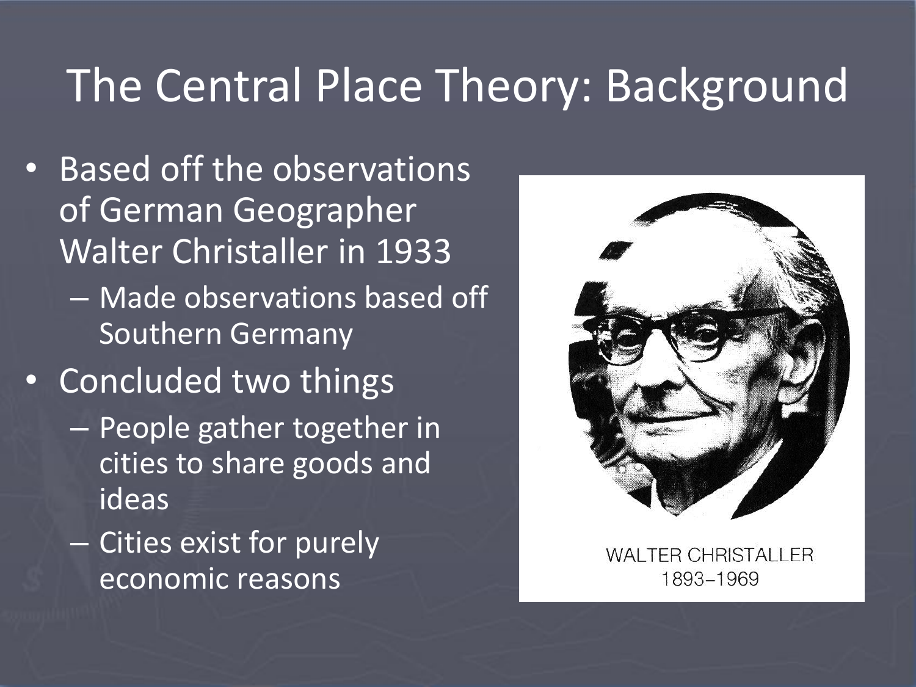# The Central Place Theory: Background

- Based off the observations of German Geographer Walter Christaller in 1933
  - Made observations based off Southern Germany
- Concluded two things
  - People gather together in cities to share goods and ideas
  - Cities exist for purely economic reasons

WALTER CHRISTALLER
1893–1969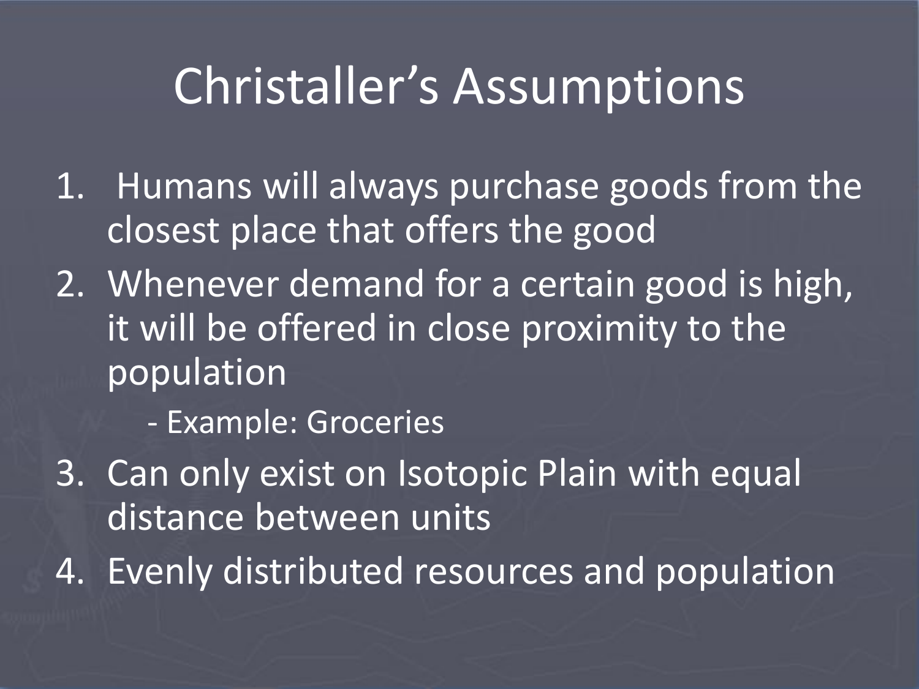# Christaller's Assumptions

1. Humans will always purchase goods from the closest place that offers the good
2. Whenever demand for a certain good is high, it will be offered in close proximity to the population
   - Example: Groceries
3. Can only exist on Isotopic Plain with equal distance between units
4. Evenly distributed resources and population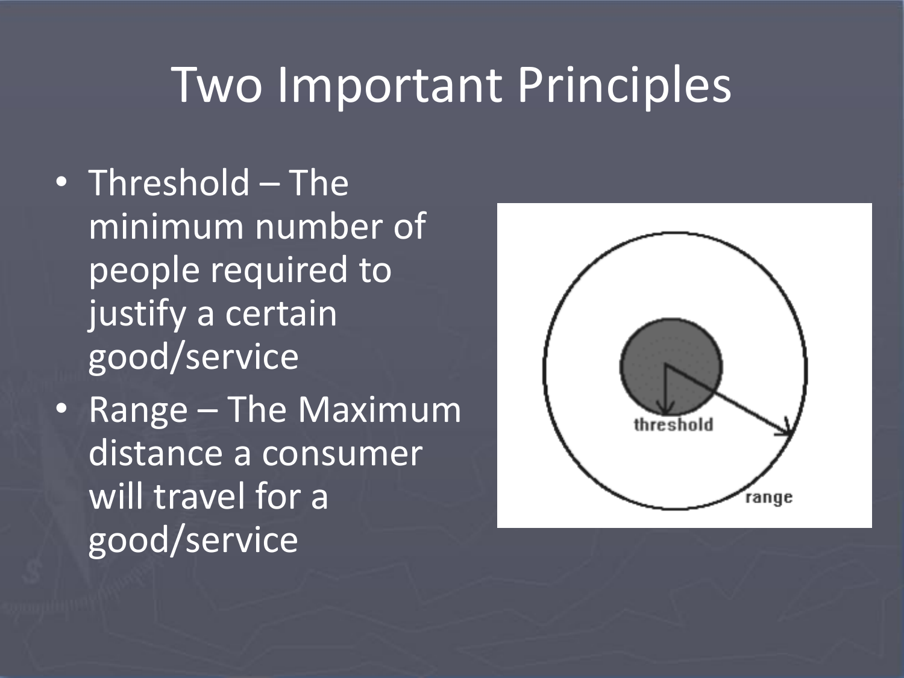# Two Important Principles

- Threshold – The minimum number of people required to justify a certain good/service
- Range – The Maximum distance a consumer will travel for a good/service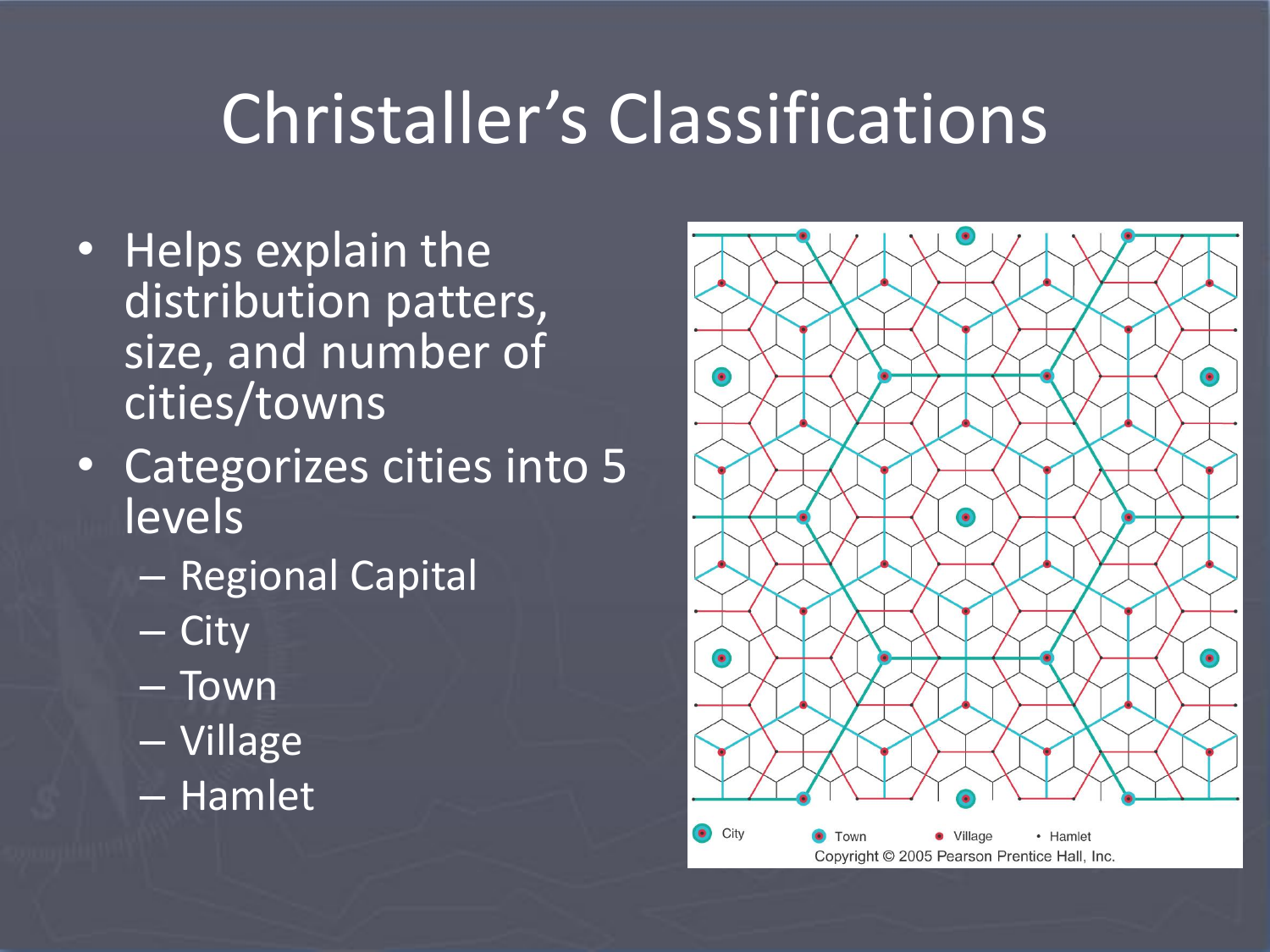# Christaller's Classifications

- Helps explain the distribution patters, size, and number of cities/towns
- Categorizes cities into 5 levels
  - Regional Capital
  - City
  - Town
  - Village
  - Hamlet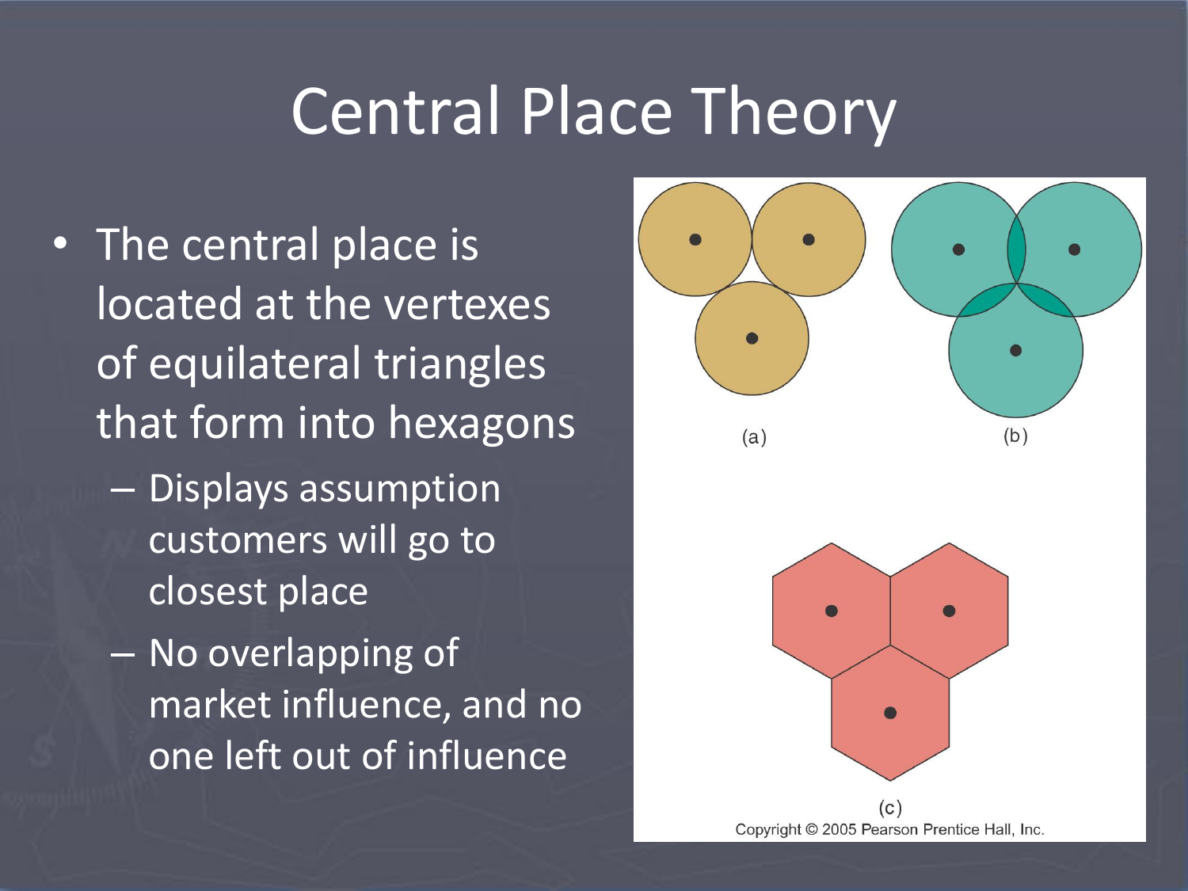# Central Place Theory

- The central place is located at the vertexes of equilateral triangles that form into hexagons
  - Displays assumption customers will go to closest place
  - No overlapping of market influence, and no one left out of influence

(a) (b)

(c)

Copyright © 2005 Pearson Prentice Hall, Inc.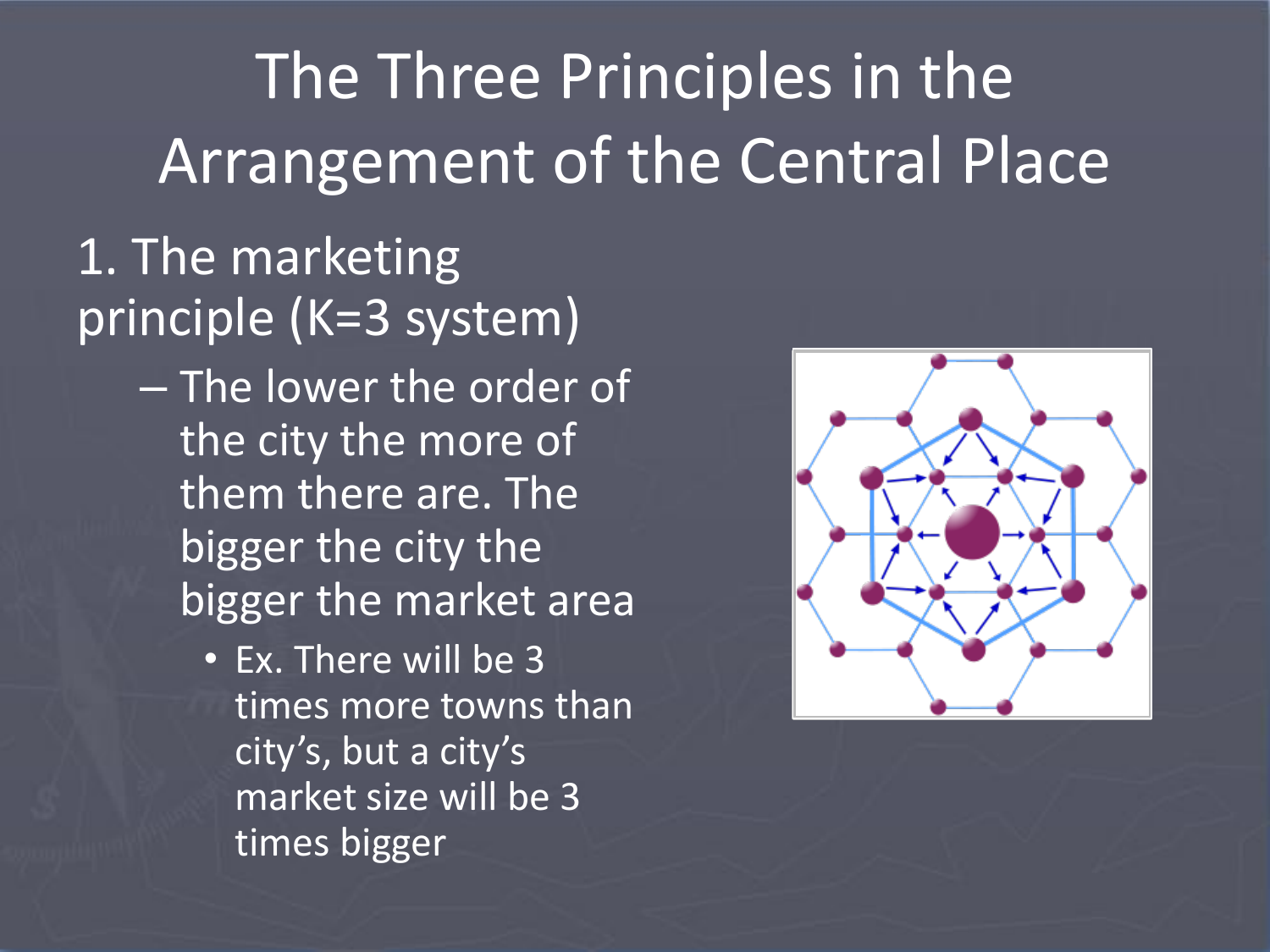# The Three Principles in the Arrangement of the Central Place

1. The marketing principle (K=3 system)
   - The lower the order of the city the more of them there are. The bigger the city the bigger the market area
     - Ex. There will be 3 times more towns than city's, but a city's market size will be 3 times bigger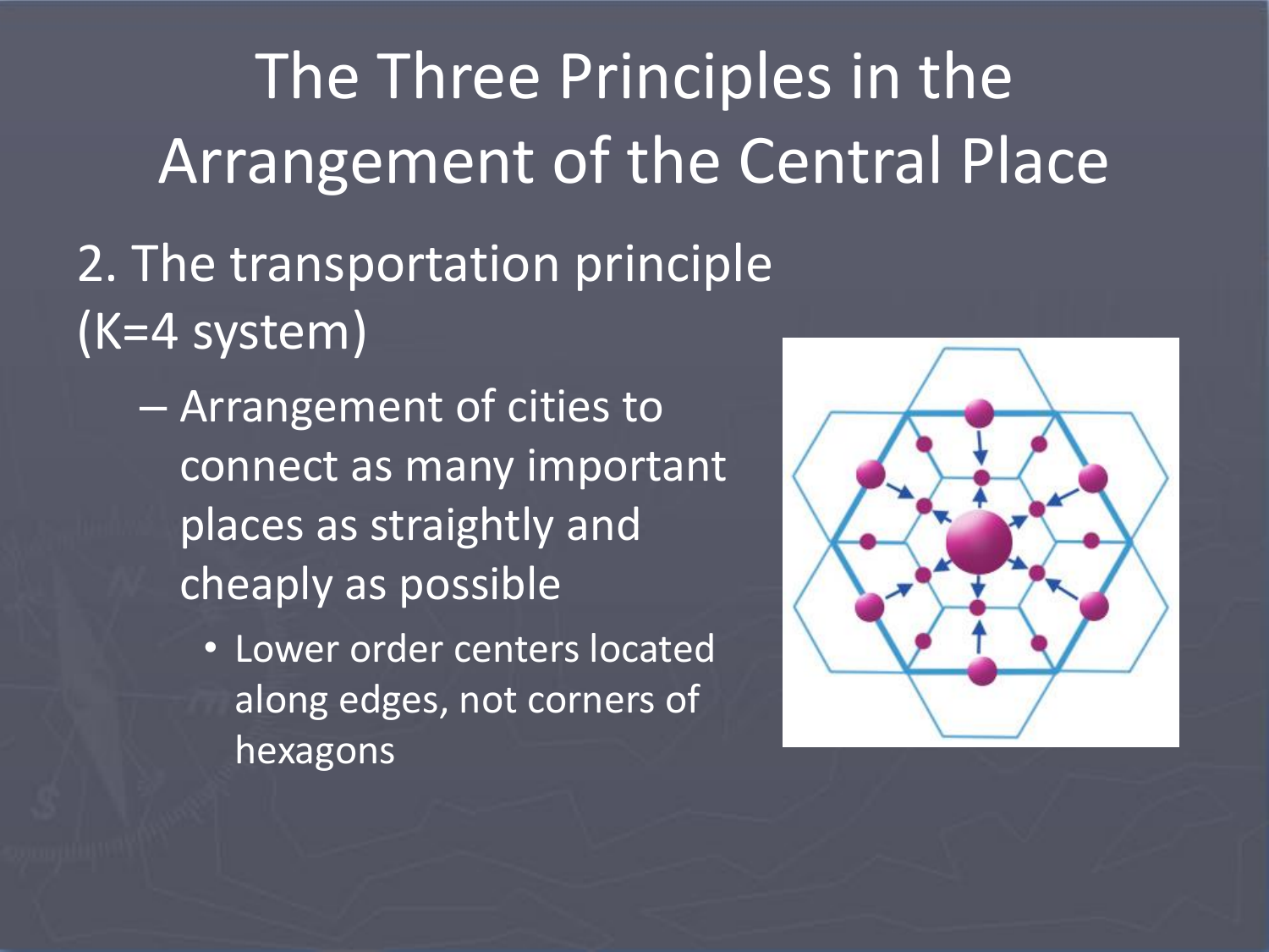# The Three Principles in the Arrangement of the Central Place

## 2. The transportation principle (K=4 system)

- Arrangement of cities to connect as many important places as straightly and cheaply as possible
  - Lower order centers located along edges, not corners of hexagons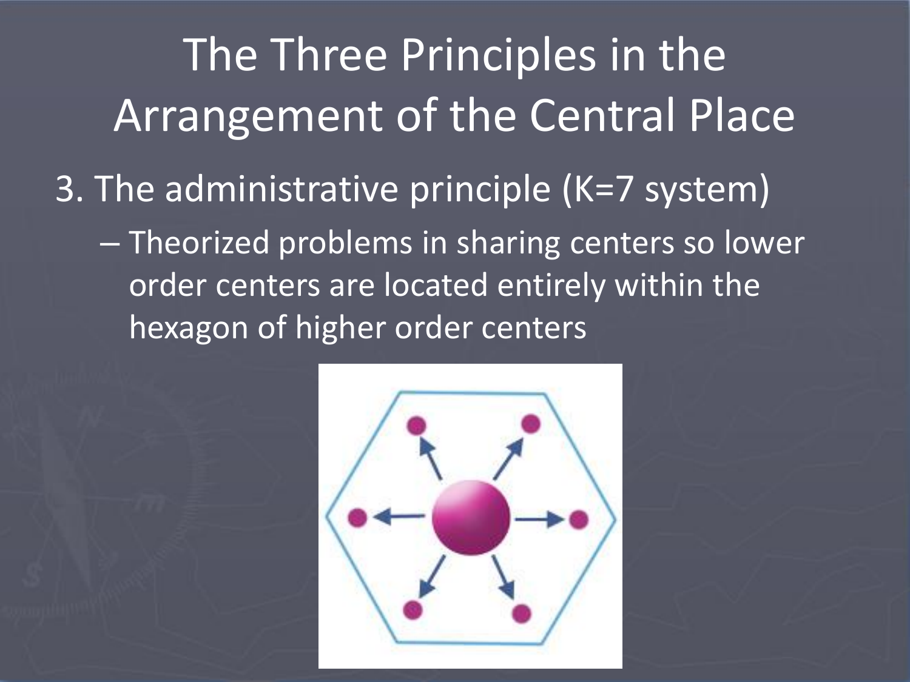# The Three Principles in the Arrangement of the Central Place

3. The administrative principle (K=7 system)
   - Theorized problems in sharing centers so lower order centers are located entirely within the hexagon of higher order centers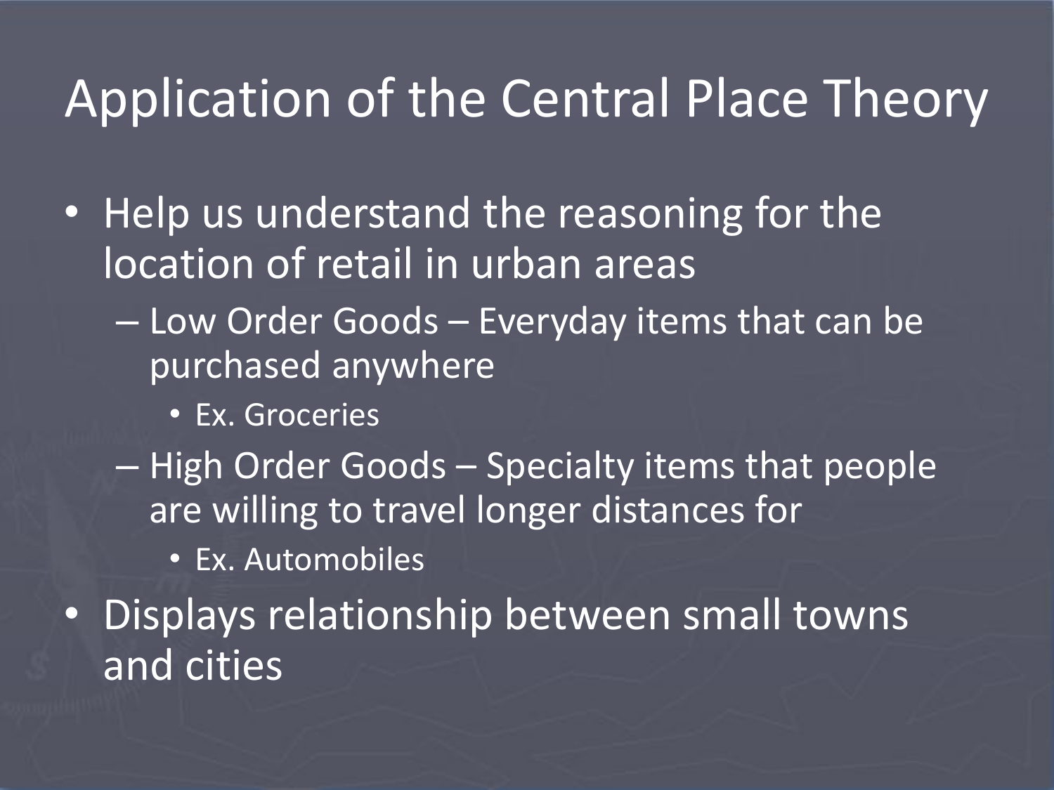# Application of the Central Place Theory

- Help us understand the reasoning for the location of retail in urban areas
  - Low Order Goods – Everyday items that can be purchased anywhere
    - Ex. Groceries
  - High Order Goods – Specialty items that people are willing to travel longer distances for
    - Ex. Automobiles
- Displays relationship between small towns and cities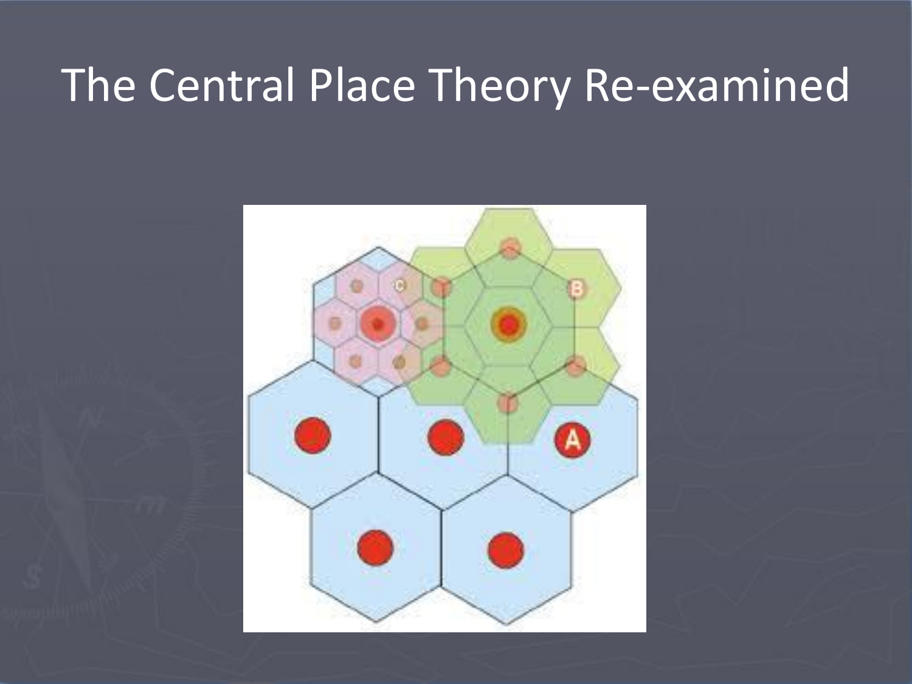# The Central Place Theory Re-examined

A

B

C